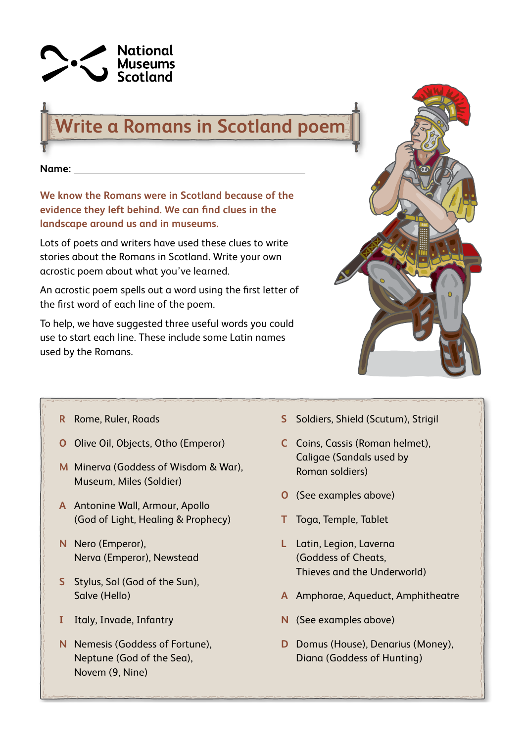National Museums Scotland

# Write a Romans in Scotland poem

**Name:** ____________________________________________

**We know the Romans were in Scotland because of the evidence they left behind. We can find clues in the landscape around us and in museums.**

Lots of poets and writers have used these clues to write stories about the Romans in Scotland. Write your own acrostic poem about what you've learned.

An acrostic poem spells out a word using the first letter of the first word of each line of the poem.

To help, we have suggested three useful words you could use to start each line. These include some Latin names used by the Romans.

**R** Rome, Ruler, Roads

**O** Olive Oil, Objects, Otho (Emperor)

**M** Minerva (Goddess of Wisdom & War), Museum, Miles (Soldier)

**A** Antonine Wall, Armour, Apollo (God of Light, Healing & Prophecy)

**N** Nero (Emperor), Nerva (Emperor), Newstead

**S** Stylus, Sol (God of the Sun), Salve (Hello)

**I** Italy, Invade, Infantry

**N** Nemesis (Goddess of Fortune), Neptune (God of the Sea), Novem (9, Nine)

**S** Soldiers, Shield (Scutum), Strigil

**C** Coins, Cassis (Roman helmet), Caligae (Sandals used by Roman soldiers)

**O** (See examples above)

**T** Toga, Temple, Tablet

**L** Latin, Legion, Laverna (Goddess of Cheats, Thieves and the Underworld)

**A** Amphorae, Aqueduct, Amphitheatre

**N** (See examples above)

**D** Domus (House), Denarius (Money), Diana (Goddess of Hunting)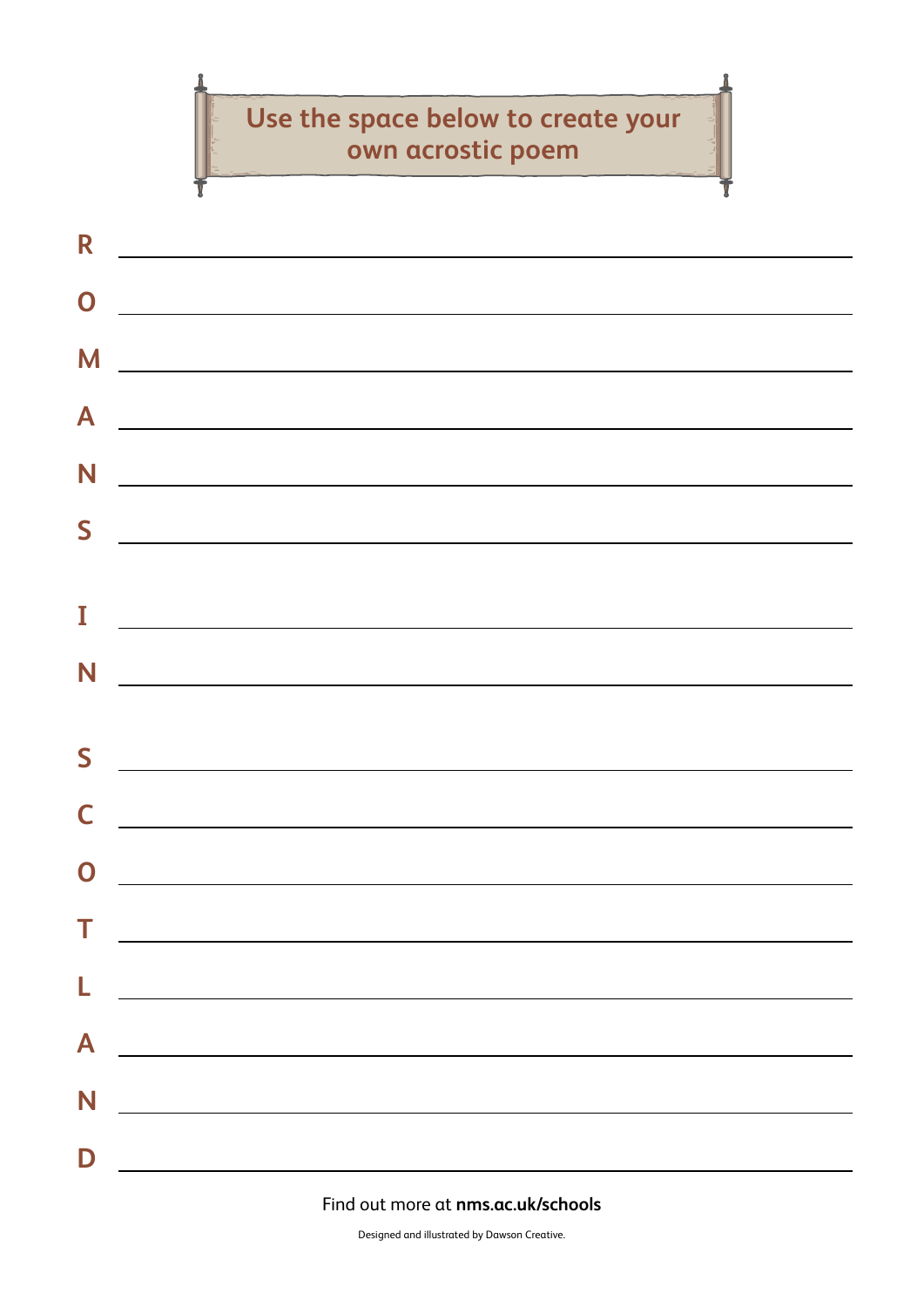# Use the space below to create your own acrostic poem

R ______________________________

O ______________________________

M ______________________________

A ______________________________

N ______________________________

S ______________________________

I ______________________________

N ______________________________

S ______________________________

C ______________________________

O ______________________________

T ______________________________

L ______________________________

A ______________________________

N ______________________________

D ______________________________

Find out more at **nms.ac.uk/schools**

Designed and illustrated by Dawson Creative.